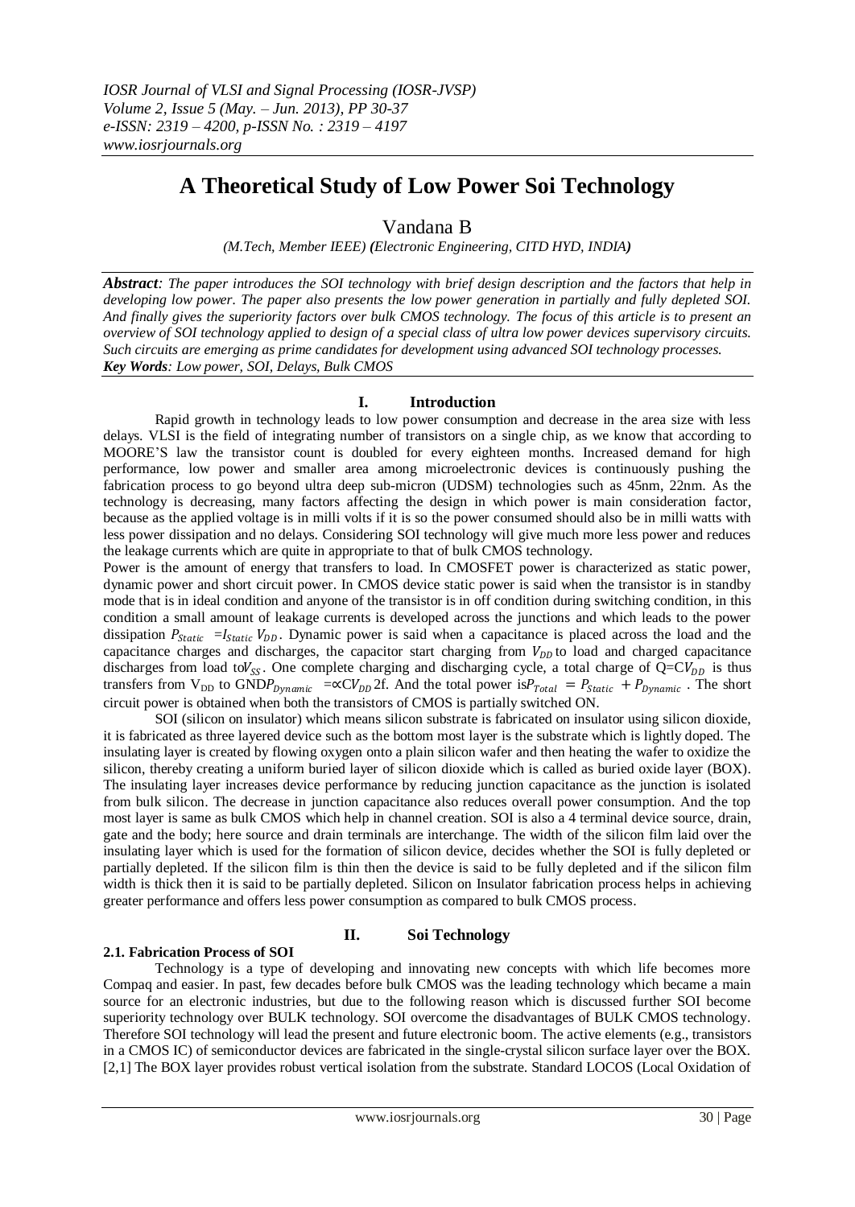*IOSR Journal of VLSI and Signal Processing (IOSR-JVSP)*
*Volume 2, Issue 5 (May. – Jun. 2013), PP 30-37*
*e-ISSN: 2319 – 4200, p-ISSN No. : 2319 – 4197*
*www.iosrjournals.org*

# A Theoretical Study of Low Power Soi Technology

Vandana B

*(M.Tech, Member IEEE) (Electronic Engineering, CITD HYD, INDIA)*

***Abstract**: The paper introduces the SOI technology with brief design description and the factors that help in developing low power. The paper also presents the low power generation in partially and fully depleted SOI. And finally gives the superiority factors over bulk CMOS technology. The focus of this article is to present an overview of SOI technology applied to design of a special class of ultra low power devices supervisory circuits. Such circuits are emerging as prime candidates for development using advanced SOI technology processes.*
***Key Words**: Low power, SOI, Delays, Bulk CMOS*

## I. Introduction

Rapid growth in technology leads to low power consumption and decrease in the area size with less delays. VLSI is the field of integrating number of transistors on a single chip, as we know that according to MOORE'S law the transistor count is doubled for every eighteen months. Increased demand for high performance, low power and smaller area among microelectronic devices is continuously pushing the fabrication process to go beyond ultra deep sub-micron (UDSM) technologies such as 45nm, 22nm. As the technology is decreasing, many factors affecting the design in which power is main consideration factor, because as the applied voltage is in milli volts if it is so the power consumed should also be in milli watts with less power dissipation and no delays. Considering SOI technology will give much more less power and reduces the leakage currents which are quite in appropriate to that of bulk CMOS technology.

Power is the amount of energy that transfers to load. In CMOSFET power is characterized as static power, dynamic power and short circuit power. In CMOS device static power is said when the transistor is in standby mode that is in ideal condition and anyone of the transistor is in off condition during switching condition, in this condition a small amount of leakage currents is developed across the junctions and which leads to the power dissipation $P_{Static} = I_{Static} V_{DD}$. Dynamic power is said when a capacitance is placed across the load and the capacitance charges and discharges, the capacitor start charging from $V_{DD}$ to load and charged capacitance discharges from load to $V_{SS}$. One complete charging and discharging cycle, a total charge of $Q = CV_{DD}$ is thus transfers from $V_{DD}$ to GND $P_{Dynamic} = \propto CV_{DD} 2f$. And the total power is $P_{Total} = P_{Static} + P_{Dynamic}$. The short circuit power is obtained when both the transistors of CMOS is partially switched ON.

SOI (silicon on insulator) which means silicon substrate is fabricated on insulator using silicon dioxide, it is fabricated as three layered device such as the bottom most layer is the substrate which is lightly doped. The insulating layer is created by flowing oxygen onto a plain silicon wafer and then heating the wafer to oxidize the silicon, thereby creating a uniform buried layer of silicon dioxide which is called as buried oxide layer (BOX). The insulating layer increases device performance by reducing junction capacitance as the junction is isolated from bulk silicon. The decrease in junction capacitance also reduces overall power consumption. And the top most layer is same as bulk CMOS which help in channel creation. SOI is also a 4 terminal device source, drain, gate and the body; here source and drain terminals are interchange. The width of the silicon film laid over the insulating layer which is used for the formation of silicon device, decides whether the SOI is fully depleted or partially depleted. If the silicon film is thin then the device is said to be fully depleted and if the silicon film width is thick then it is said to be partially depleted. Silicon on Insulator fabrication process helps in achieving greater performance and offers less power consumption as compared to bulk CMOS process.

## II. Soi Technology

### 2.1. Fabrication Process of SOI

Technology is a type of developing and innovating new concepts with which life becomes more Compaq and easier. In past, few decades before bulk CMOS was the leading technology which became a main source for an electronic industries, but due to the following reason which is discussed further SOI become superiority technology over BULK technology. SOI overcome the disadvantages of BULK CMOS technology. Therefore SOI technology will lead the present and future electronic boom. The active elements (e.g., transistors in a CMOS IC) of semiconductor devices are fabricated in the single-crystal silicon surface layer over the BOX. [2,1] The BOX layer provides robust vertical isolation from the substrate. Standard LOCOS (Local Oxidation of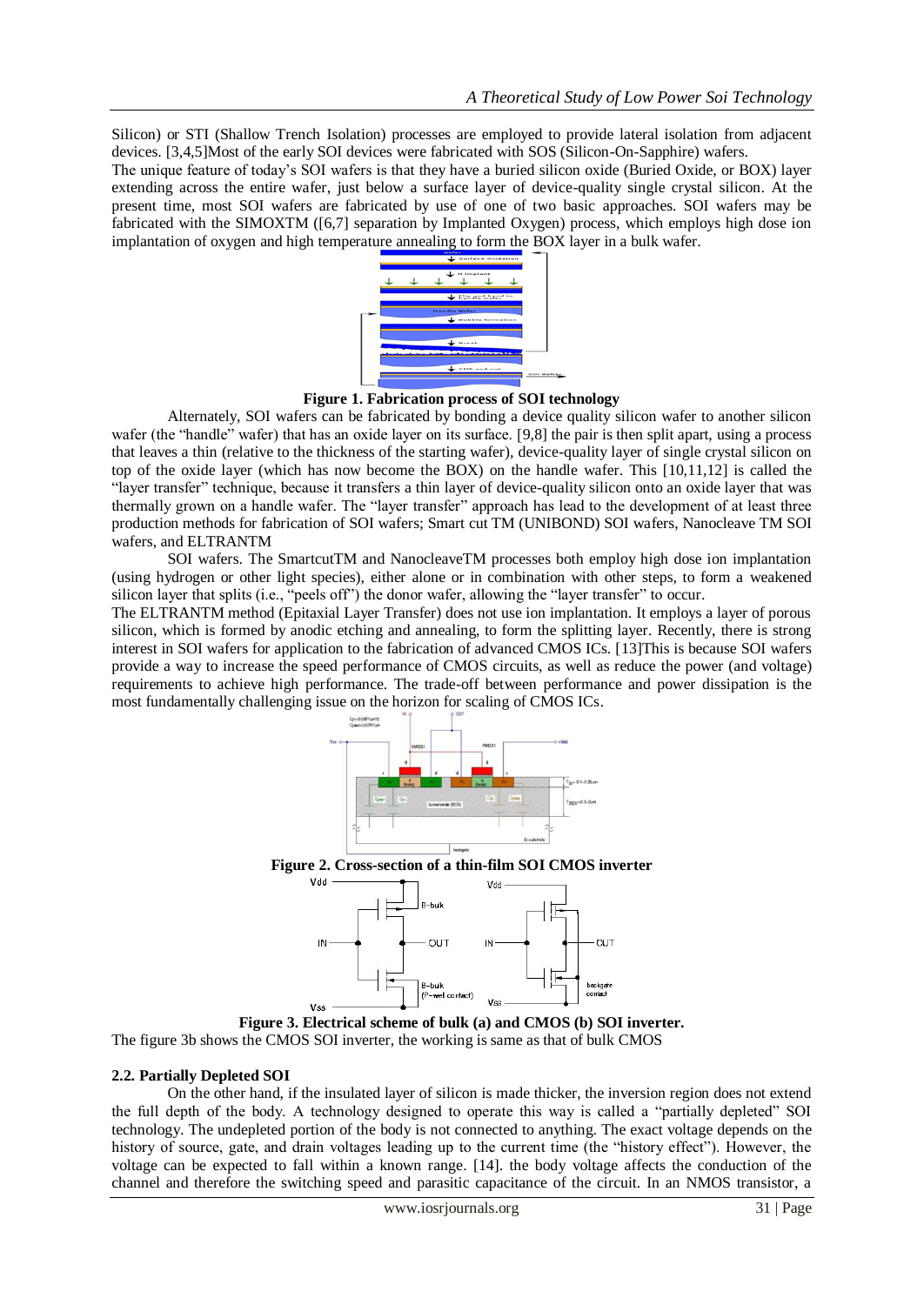Silicon) or STI (Shallow Trench Isolation) processes are employed to provide lateral isolation from adjacent devices. [3,4,5]Most of the early SOI devices were fabricated with SOS (Silicon-On-Sapphire) wafers.

The unique feature of today's SOI wafers is that they have a buried silicon oxide (Buried Oxide, or BOX) layer extending across the entire wafer, just below a surface layer of device-quality single crystal silicon. At the present time, most SOI wafers are fabricated by use of one of two basic approaches. SOI wafers may be fabricated with the SIMOXTM ([6,7] separation by Implanted Oxygen) process, which employs high dose ion implantation of oxygen and high temperature annealing to form the BOX layer in a bulk wafer.

**Figure 1. Fabrication process of SOI technology**

Alternately, SOI wafers can be fabricated by bonding a device quality silicon wafer to another silicon wafer (the "handle" wafer) that has an oxide layer on its surface. [9,8] the pair is then split apart, using a process that leaves a thin (relative to the thickness of the starting wafer), device-quality layer of single crystal silicon on top of the oxide layer (which has now become the BOX) on the handle wafer. This [10,11,12] is called the "layer transfer" technique, because it transfers a thin layer of device-quality silicon onto an oxide layer that was thermally grown on a handle wafer. The "layer transfer" approach has lead to the development of at least three production methods for fabrication of SOI wafers; Smart cut TM (UNIBOND) SOI wafers, Nanocleave TM SOI wafers, and ELTRANTM

SOI wafers. The SmartcutTM and NanocleaveTM processes both employ high dose ion implantation (using hydrogen or other light species), either alone or in combination with other steps, to form a weakened silicon layer that splits (i.e., "peels off") the donor wafer, allowing the "layer transfer" to occur.

The ELTRANTM method (Epitaxial Layer Transfer) does not use ion implantation. It employs a layer of porous silicon, which is formed by anodic etching and annealing, to form the splitting layer. Recently, there is strong interest in SOI wafers for application to the fabrication of advanced CMOS ICs. [13]This is because SOI wafers provide a way to increase the speed performance of CMOS circuits, as well as reduce the power (and voltage) requirements to achieve high performance. The trade-off between performance and power dissipation is the most fundamentally challenging issue on the horizon for scaling of CMOS ICs.

**Figure 2. Cross-section of a thin-film SOI CMOS inverter**

**Figure 3. Electrical scheme of bulk (a) and CMOS (b) SOI inverter.**

The figure 3b shows the CMOS SOI inverter, the working is same as that of bulk CMOS

### 2.2. Partially Depleted SOI

On the other hand, if the insulated layer of silicon is made thicker, the inversion region does not extend the full depth of the body. A technology designed to operate this way is called a "partially depleted" SOI technology. The undepleted portion of the body is not connected to anything. The exact voltage depends on the history of source, gate, and drain voltages leading up to the current time (the "history effect"). However, the voltage can be expected to fall within a known range. [14]. the body voltage affects the conduction of the channel and therefore the switching speed and parasitic capacitance of the circuit. In an NMOS transistor, a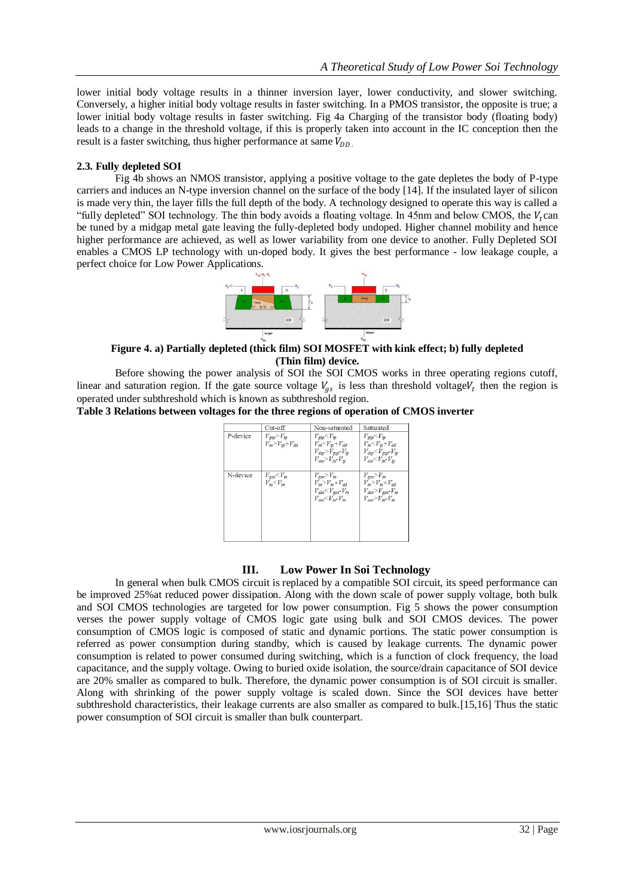lower initial body voltage results in a thinner inversion layer, lower conductivity, and slower switching. Conversely, a higher initial body voltage results in faster switching. In a PMOS transistor, the opposite is true; a lower initial body voltage results in faster switching. Fig 4a Charging of the transistor body (floating body) leads to a change in the threshold voltage, if this is properly taken into account in the IC conception then the result is a faster switching, thus higher performance at same $V_{DD}$.

### 2.3. Fully depleted SOI

Fig 4b shows an NMOS transistor, applying a positive voltage to the gate depletes the body of P-type carriers and induces an N-type inversion channel on the surface of the body [14]. If the insulated layer of silicon is made very thin, the layer fills the full depth of the body. A technology designed to operate this way is called a "fully depleted" SOI technology. The thin body avoids a floating voltage. In 45nm and below CMOS, the $V_t$ can be tuned by a midgap metal gate leaving the fully-depleted body undoped. Higher channel mobility and hence higher performance are achieved, as well as lower variability from one device to another. Fully Depleted SOI enables a CMOS LP technology with un-doped body. It gives the best performance - low leakage couple, a perfect choice for Low Power Applications.

**Figure 4. a) Partially depleted (thick film) SOI MOSFET with kink effect; b) fully depleted (Thin film) device.**

Before showing the power analysis of SOI the SOI CMOS works in three operating regions cutoff, linear and saturation region. If the gate source voltage $V_{gs}$ is less than threshold voltage $V_t$ then the region is operated under subthreshold which is known as subthreshold region.

**Table 3 Relations between voltages for the three regions of operation of CMOS inverter**

| | Cut-off | Non-saturated | Saturated |
|---|---|---|---|
| P-device | $V_{gsp} > V_{tp}$<br>$V_{in} > V_{tp} + V_{dd}$ | $V_{gsp} < V_{tp}$<br>$V_{in} < V_{tp} + V_{dd}$<br>$V_{dsp} > V_{gsp} - V_{tp}$<br>$V_{out} > V_{in} - V_{tp}$ | $V_{gsp} < V_{tp}$<br>$V_{in} < V_{tp} + V_{dd}$<br>$V_{dsp} < V_{gsp} - V_{tp}$<br>$V_{out} < V_{in} - V_{tp}$ |
| N-device | $V_{gsn} < V_{tn}$<br>$V_{in} < V_{tn}$ | $V_{gsn} > V_{tn}$<br>$V_{in} > V_{tn} + V_{dd}$<br>$V_{dsn} < V_{gsn} - V_{tn}$<br>$V_{out} < V_{in} - V_{tn}$ | $V_{gsn} > V_{tn}$<br>$V_{in} > V_{tn} + V_{dd}$<br>$V_{dsn} > V_{gsn} - V_{tn}$<br>$V_{out} > V_{in} - V_{tn}$ |

## III. Low Power In Soi Technology

In general when bulk CMOS circuit is replaced by a compatible SOI circuit, its speed performance can be improved 25%at reduced power dissipation. Along with the down scale of power supply voltage, both bulk and SOI CMOS technologies are targeted for low power consumption. Fig 5 shows the power consumption verses the power supply voltage of CMOS logic gate using bulk and SOI CMOS devices. The power consumption of CMOS logic is composed of static and dynamic portions. The static power consumption is referred as power consumption during standby, which is caused by leakage currents. The dynamic power consumption is related to power consumed during switching, which is a function of clock frequency, the load capacitance, and the supply voltage. Owing to buried oxide isolation, the source/drain capacitance of SOI device are 20% smaller as compared to bulk. Therefore, the dynamic power consumption is of SOI circuit is smaller. Along with shrinking of the power supply voltage is scaled down. Since the SOI devices have better subthreshold characteristics, their leakage currents are also smaller as compared to bulk.[15,16] Thus the static power consumption of SOI circuit is smaller than bulk counterpart.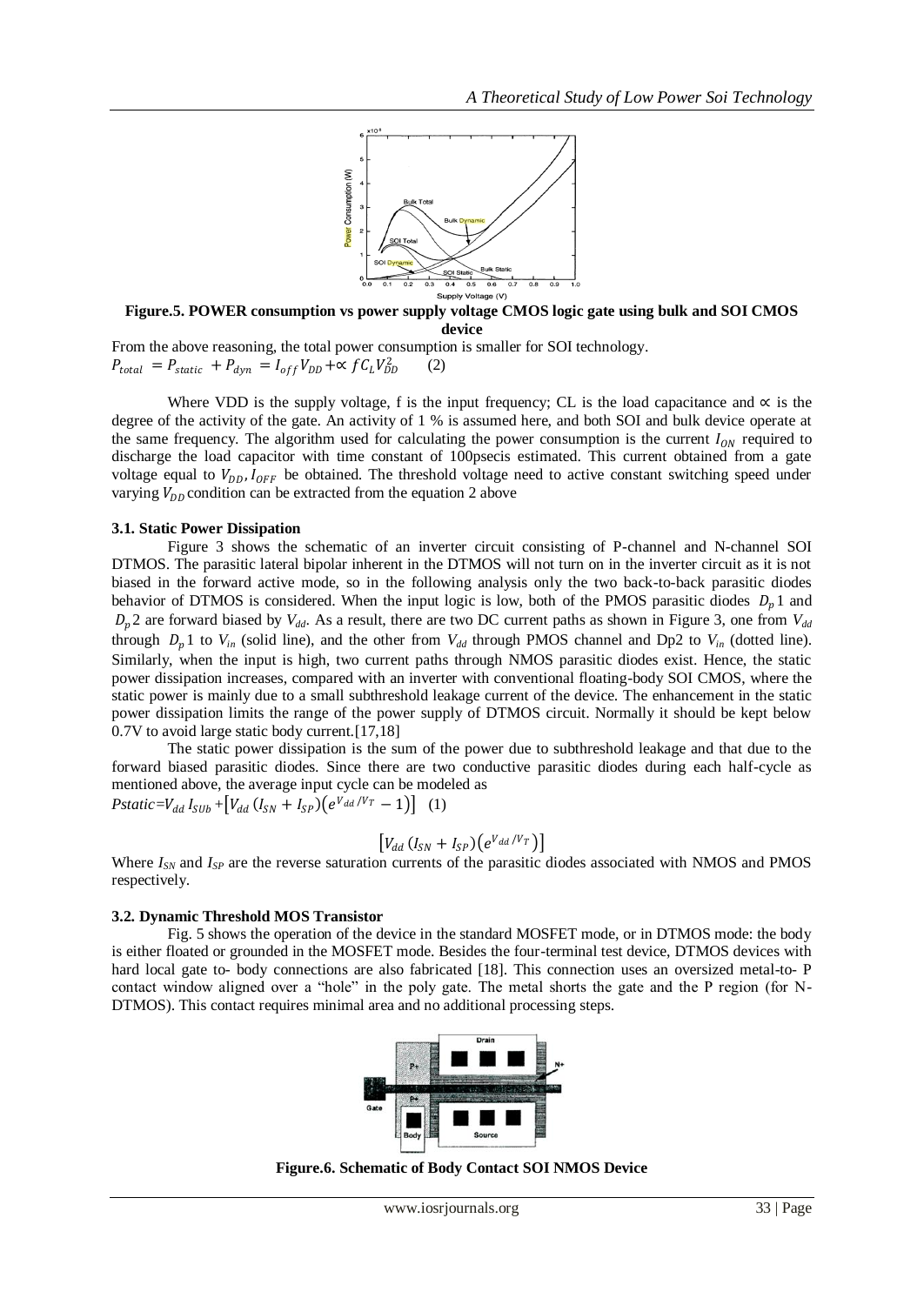**Figure.5. POWER consumption vs power supply voltage CMOS logic gate using bulk and SOI CMOS device**

From the above reasoning, the total power consumption is smaller for SOI technology.

$$P_{total} = P_{static} + P_{dyn} = I_{off} V_{DD} + \propto f C_L V_{DD}^2 \qquad (2)$$

Where VDD is the supply voltage, f is the input frequency; CL is the load capacitance and $\propto$ is the degree of the activity of the gate. An activity of 1 % is assumed here, and both SOI and bulk device operate at the same frequency. The algorithm used for calculating the power consumption is the current $I_{ON}$ required to discharge the load capacitor with time constant of 100psecis estimated. This current obtained from a gate voltage equal to $V_{DD}, I_{OFF}$ be obtained. The threshold voltage need to active constant switching speed under varying $V_{DD}$ condition can be extracted from the equation 2 above

### 3.1. Static Power Dissipation

Figure 3 shows the schematic of an inverter circuit consisting of P-channel and N-channel SOI DTMOS. The parasitic lateral bipolar inherent in the DTMOS will not turn on in the inverter circuit as it is not biased in the forward active mode, so in the following analysis only the two back-to-back parasitic diodes behavior of DTMOS is considered. When the input logic is low, both of the PMOS parasitic diodes $D_p 1$ and $D_p 2$ are forward biased by $V_{dd}$. As a result, there are two DC current paths as shown in Figure 3, one from $V_{dd}$ through $D_p 1$ to $V_{in}$ (solid line), and the other from $V_{dd}$ through PMOS channel and Dp2 to $V_{in}$ (dotted line). Similarly, when the input is high, two current paths through NMOS parasitic diodes exist. Hence, the static power dissipation increases, compared with an inverter with conventional floating-body SOI CMOS, where the static power is mainly due to a small subthreshold leakage current of the device. The enhancement in the static power dissipation limits the range of the power supply of DTMOS circuit. Normally it should be kept below 0.7V to avoid large static body current.[17,18]

The static power dissipation is the sum of the power due to subthreshold leakage and that due to the forward biased parasitic diodes. Since there are two conductive parasitic diodes during each half-cycle as mentioned above, the average input cycle can be modeled as

$$P_{static} = V_{dd} I_{SUb} + \left[V_{dd} (I_{SN} + I_{SP})\left(e^{V_{dd}/V_T} - 1\right)\right] \quad (1)$$

$$\left[V_{dd} (I_{SN} + I_{SP})\left(e^{V_{dd}/V_T}\right)\right]$$

Where $I_{SN}$ and $I_{SP}$ are the reverse saturation currents of the parasitic diodes associated with NMOS and PMOS respectively.

### 3.2. Dynamic Threshold MOS Transistor

Fig. 5 shows the operation of the device in the standard MOSFET mode, or in DTMOS mode: the body is either floated or grounded in the MOSFET mode. Besides the four-terminal test device, DTMOS devices with hard local gate to- body connections are also fabricated [18]. This connection uses an oversized metal-to- P contact window aligned over a "hole" in the poly gate. The metal shorts the gate and the P region (for N-DTMOS). This contact requires minimal area and no additional processing steps.

**Figure.6. Schematic of Body Contact SOI NMOS Device**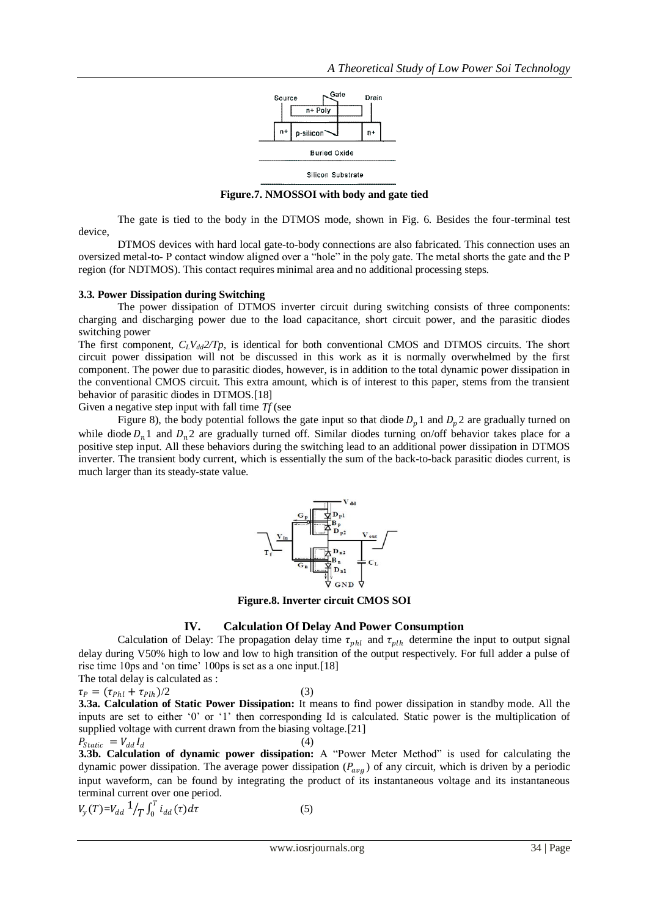**Figure.7. NMOSSOI with body and gate tied**

The gate is tied to the body in the DTMOS mode, shown in Fig. 6. Besides the four-terminal test device,

DTMOS devices with hard local gate-to-body connections are also fabricated. This connection uses an oversized metal-to- P contact window aligned over a "hole" in the poly gate. The metal shorts the gate and the P region (for NDTMOS). This contact requires minimal area and no additional processing steps.

### 3.3. Power Dissipation during Switching

The power dissipation of DTMOS inverter circuit during switching consists of three components: charging and discharging power due to the load capacitance, short circuit power, and the parasitic diodes switching power

The first component, $C_L V_{dd}2/Tp$, is identical for both conventional CMOS and DTMOS circuits. The short circuit power dissipation will not be discussed in this work as it is normally overwhelmed by the first component. The power due to parasitic diodes, however, is in addition to the total dynamic power dissipation in the conventional CMOS circuit. This extra amount, which is of interest to this paper, stems from the transient behavior of parasitic diodes in DTMOS.[18]

Given a negative step input with fall time $Tf$ (see

Figure 8), the body potential follows the gate input so that diode $D_p 1$ and $D_p 2$ are gradually turned on while diode $D_n 1$ and $D_n 2$ are gradually turned off. Similar diodes turning on/off behavior takes place for a positive step input. All these behaviors during the switching lead to an additional power dissipation in DTMOS inverter. The transient body current, which is essentially the sum of the back-to-back parasitic diodes current, is much larger than its steady-state value.

**Figure.8. Inverter circuit CMOS SOI**

## IV. Calculation Of Delay And Power Consumption

Calculation of Delay: The propagation delay time $\tau_{phl}$ and $\tau_{plh}$ determine the input to output signal delay during V50% high to low and low to high transition of the output respectively. For full adder a pulse of rise time 10ps and 'on time' 100ps is set as a one input.[18]

The total delay is calculated as :

$$\tau_P = (\tau_{Phl} + \tau_{Plh})/2 \tag{3}$$

**3.3a. Calculation of Static Power Dissipation:** It means to find power dissipation in standby mode. All the inputs are set to either '0' or '1' then corresponding Id is calculated. Static power is the multiplication of supplied voltage with current drawn from the biasing voltage.[21]

$$P_{Static} = V_{dd} I_d \tag{4}$$

**3.3b. Calculation of dynamic power dissipation:** A "Power Meter Method" is used for calculating the dynamic power dissipation. The average power dissipation ($P_{avg}$) of any circuit, which is driven by a periodic input waveform, can be found by integrating the product of its instantaneous voltage and its instantaneous terminal current over one period.

$$V_y(T) = V_{dd} \, {}^{1}/_{T} \int_0^T i_{dd}(\tau) d\tau \tag{5}$$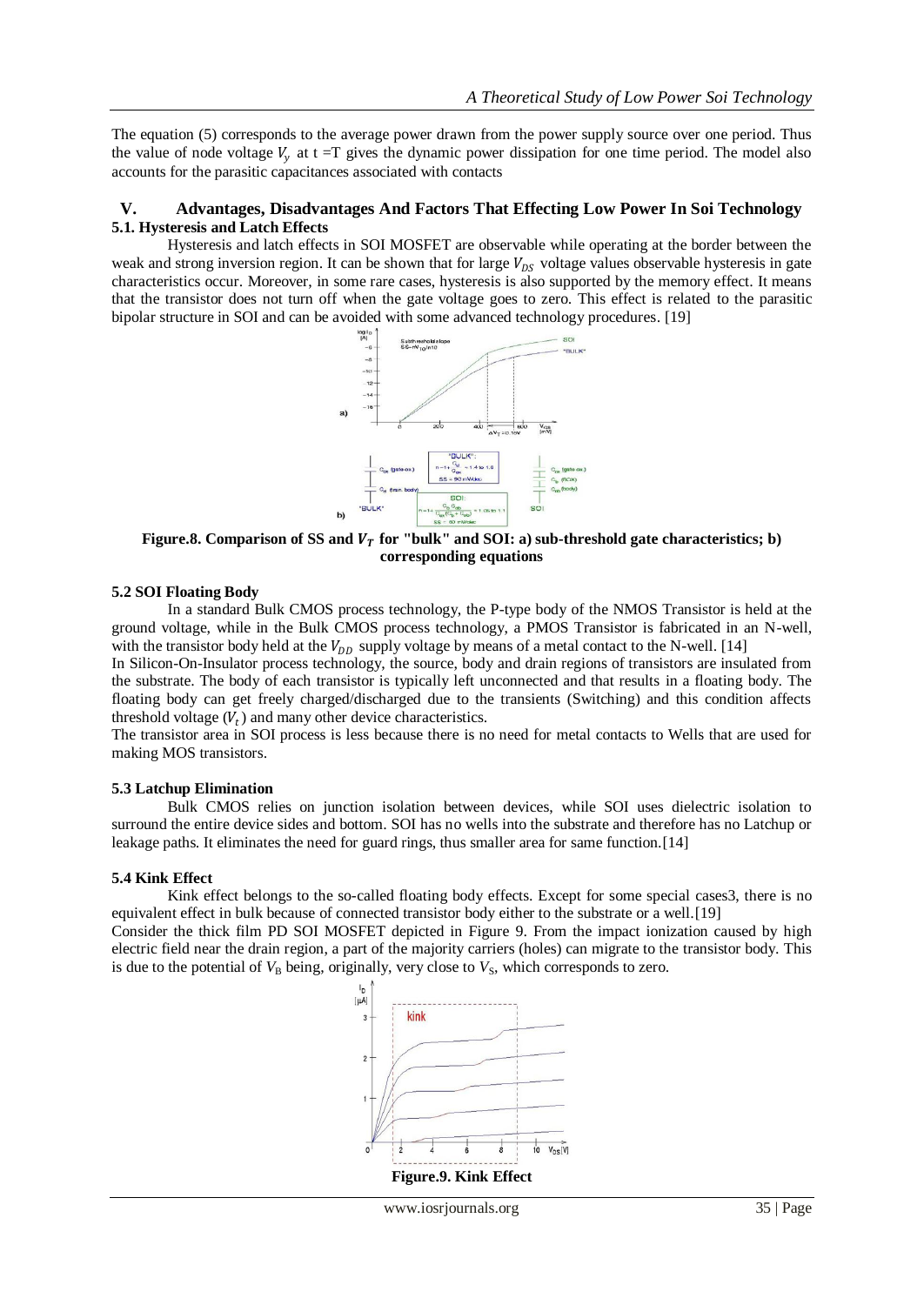The equation (5) corresponds to the average power drawn from the power supply source over one period. Thus the value of node voltage $V_y$ at t =T gives the dynamic power dissipation for one time period. The model also accounts for the parasitic capacitances associated with contacts

## V. Advantages, Disadvantages And Factors That Effecting Low Power In Soi Technology

### 5.1. Hysteresis and Latch Effects

Hysteresis and latch effects in SOI MOSFET are observable while operating at the border between the weak and strong inversion region. It can be shown that for large $V_{DS}$ voltage values observable hysteresis in gate characteristics occur. Moreover, in some rare cases, hysteresis is also supported by the memory effect. It means that the transistor does not turn off when the gate voltage goes to zero. This effect is related to the parasitic bipolar structure in SOI and can be avoided with some advanced technology procedures. [19]

**Figure.8. Comparison of SS and $V_T$ for "bulk" and SOI: a) sub-threshold gate characteristics; b) corresponding equations**

### 5.2 SOI Floating Body

In a standard Bulk CMOS process technology, the P-type body of the NMOS Transistor is held at the ground voltage, while in the Bulk CMOS process technology, a PMOS Transistor is fabricated in an N-well, with the transistor body held at the $V_{DD}$ supply voltage by means of a metal contact to the N-well. [14]

In Silicon-On-Insulator process technology, the source, body and drain regions of transistors are insulated from the substrate. The body of each transistor is typically left unconnected and that results in a floating body. The floating body can get freely charged/discharged due to the transients (Switching) and this condition affects threshold voltage ($V_t$) and many other device characteristics.

The transistor area in SOI process is less because there is no need for metal contacts to Wells that are used for making MOS transistors.

### 5.3 Latchup Elimination

Bulk CMOS relies on junction isolation between devices, while SOI uses dielectric isolation to surround the entire device sides and bottom. SOI has no wells into the substrate and therefore has no Latchup or leakage paths. It eliminates the need for guard rings, thus smaller area for same function.[14]

### 5.4 Kink Effect

Kink effect belongs to the so-called floating body effects. Except for some special cases3, there is no equivalent effect in bulk because of connected transistor body either to the substrate or a well.[19]

Consider the thick film PD SOI MOSFET depicted in Figure 9. From the impact ionization caused by high electric field near the drain region, a part of the majority carriers (holes) can migrate to the transistor body. This is due to the potential of $V_B$ being, originally, very close to $V_S$, which corresponds to zero.

**Figure.9. Kink Effect**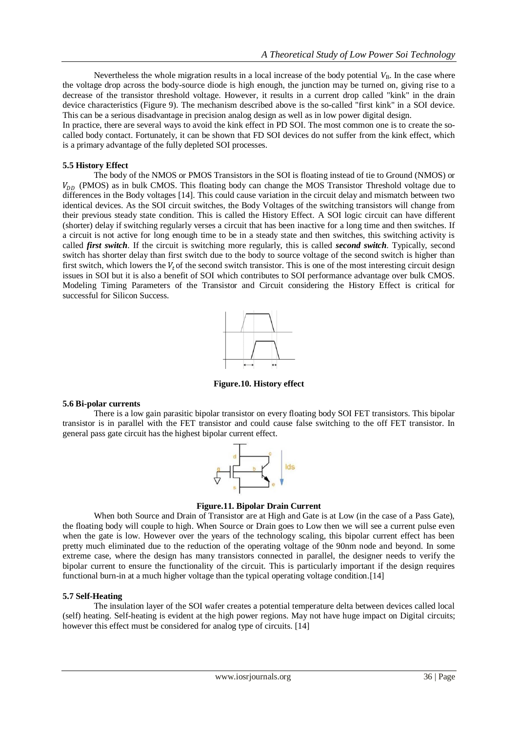Nevertheless the whole migration results in a local increase of the body potential $V_B$. In the case where the voltage drop across the body-source diode is high enough, the junction may be turned on, giving rise to a decrease of the transistor threshold voltage. However, it results in a current drop called "kink" in the drain device characteristics (Figure 9). The mechanism described above is the so-called "first kink" in a SOI device. This can be a serious disadvantage in precision analog design as well as in low power digital design.

In practice, there are several ways to avoid the kink effect in PD SOI. The most common one is to create the so-called body contact. Fortunately, it can be shown that FD SOI devices do not suffer from the kink effect, which is a primary advantage of the fully depleted SOI processes.

### 5.5 History Effect

The body of the NMOS or PMOS Transistors in the SOI is floating instead of tie to Ground (NMOS) or $V_{DD}$ (PMOS) as in bulk CMOS. This floating body can change the MOS Transistor Threshold voltage due to differences in the Body voltages [14]. This could cause variation in the circuit delay and mismatch between two identical devices. As the SOI circuit switches, the Body Voltages of the switching transistors will change from their previous steady state condition. This is called the History Effect. A SOI logic circuit can have different (shorter) delay if switching regularly verses a circuit that has been inactive for a long time and then switches. If a circuit is not active for long enough time to be in a steady state and then switches, this switching activity is called ***first switch***. If the circuit is switching more regularly, this is called ***second switch***. Typically, second switch has shorter delay than first switch due to the body to source voltage of the second switch is higher than first switch, which lowers the $V_t$ of the second switch transistor. This is one of the most interesting circuit design issues in SOI but it is also a benefit of SOI which contributes to SOI performance advantage over bulk CMOS. Modeling Timing Parameters of the Transistor and Circuit considering the History Effect is critical for successful for Silicon Success.

**Figure.10. History effect**

### 5.6 Bi-polar currents

There is a low gain parasitic bipolar transistor on every floating body SOI FET transistors. This bipolar transistor is in parallel with the FET transistor and could cause false switching to the off FET transistor. In general pass gate circuit has the highest bipolar current effect.

**Figure.11. Bipolar Drain Current**

When both Source and Drain of Transistor are at High and Gate is at Low (in the case of a Pass Gate), the floating body will couple to high. When Source or Drain goes to Low then we will see a current pulse even when the gate is low. However over the years of the technology scaling, this bipolar current effect has been pretty much eliminated due to the reduction of the operating voltage of the 90nm node and beyond. In some extreme case, where the design has many transistors connected in parallel, the designer needs to verify the bipolar current to ensure the functionality of the circuit. This is particularly important if the design requires functional burn-in at a much higher voltage than the typical operating voltage condition.[14]

### 5.7 Self-Heating

The insulation layer of the SOI wafer creates a potential temperature delta between devices called local (self) heating. Self-heating is evident at the high power regions. May not have huge impact on Digital circuits; however this effect must be considered for analog type of circuits. [14]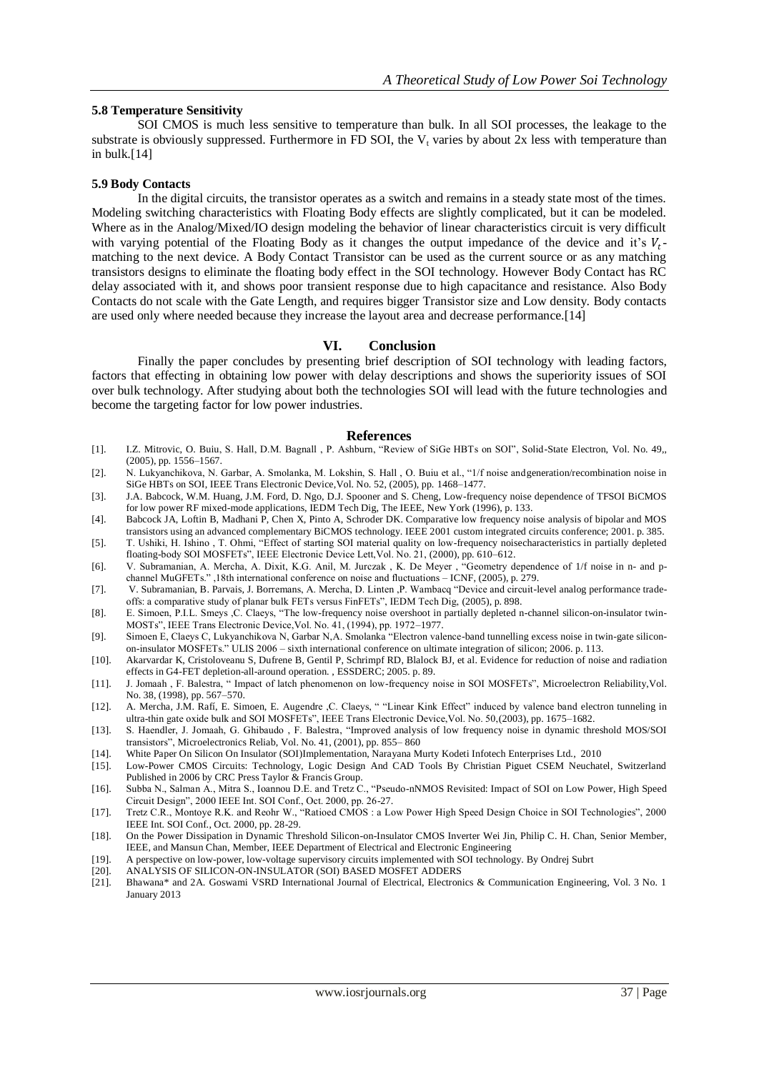### 5.8 Temperature Sensitivity

SOI CMOS is much less sensitive to temperature than bulk. In all SOI processes, the leakage to the substrate is obviously suppressed. Furthermore in FD SOI, the $V_t$ varies by about 2x less with temperature than in bulk.[14]

### 5.9 Body Contacts

In the digital circuits, the transistor operates as a switch and remains in a steady state most of the times. Modeling switching characteristics with Floating Body effects are slightly complicated, but it can be modeled. Where as in the Analog/Mixed/IO design modeling the behavior of linear characteristics circuit is very difficult with varying potential of the Floating Body as it changes the output impedance of the device and it's $V_t$-matching to the next device. A Body Contact Transistor can be used as the current source or as any matching transistors designs to eliminate the floating body effect in the SOI technology. However Body Contact has RC delay associated with it, and shows poor transient response due to high capacitance and resistance. Also Body Contacts do not scale with the Gate Length, and requires bigger Transistor size and Low density. Body contacts are used only where needed because they increase the layout area and decrease performance.[14]

## VI. Conclusion

Finally the paper concludes by presenting brief description of SOI technology with leading factors, factors that effecting in obtaining low power with delay descriptions and shows the superiority issues of SOI over bulk technology. After studying about both the technologies SOI will lead with the future technologies and become the targeting factor for low power industries.

## References

[1]. I.Z. Mitrovic, O. Buiu, S. Hall, D.M. Bagnall , P. Ashburn, "Review of SiGe HBTs on SOI", Solid-State Electron, Vol. No. 49,, (2005), pp. 1556–1567.

[2]. N. Lukyanchikova, N. Garbar, A. Smolanka, M. Lokshin, S. Hall , O. Buiu et al., "1/f noise andgeneration/recombination noise in SiGe HBTs on SOI, IEEE Trans Electronic Device,Vol. No. 52, (2005), pp. 1468–1477.

[3]. J.A. Babcock, W.M. Huang, J.M. Ford, D. Ngo, D.J. Spooner and S. Cheng, Low-frequency noise dependence of TFSOI BiCMOS for low power RF mixed-mode applications, IEDM Tech Dig, The IEEE, New York (1996), p. 133.

[4]. Babcock JA, Loftin B, Madhani P, Chen X, Pinto A, Schroder DK. Comparative low frequency noise analysis of bipolar and MOS transistors using an advanced complementary BiCMOS technology. IEEE 2001 custom integrated circuits conference; 2001. p. 385.

[5]. T. Ushiki, H. Ishino , T. Ohmi, "Effect of starting SOI material quality on low-frequency noisecharacteristics in partially depleted floating-body SOI MOSFETs", IEEE Electronic Device Lett,Vol. No. 21, (2000), pp. 610–612.

[6]. V. Subramanian, A. Mercha, A. Dixit, K.G. Anil, M. Jurczak , K. De Meyer , "Geometry dependence of 1/f noise in n- and p-channel MuGFETs." ,18th international conference on noise and fluctuations – ICNF, (2005), p. 279.

[7]. V. Subramanian, B. Parvais, J. Borremans, A. Mercha, D. Linten ,P. Wambacq "Device and circuit-level analog performance trade-offs: a comparative study of planar bulk FETs versus FinFETs", IEDM Tech Dig, (2005), p. 898.

[8]. E. Simoen, P.I.L. Smeys ,C. Claeys, "The low-frequency noise overshoot in partially depleted n-channel silicon-on-insulator twin-MOSTs", IEEE Trans Electronic Device,Vol. No. 41, (1994), pp. 1972–1977.

[9]. Simoen E, Claeys C, Lukyanchikova N, Garbar N,A. Smolanka "Electron valence-band tunnelling excess noise in twin-gate silicon-on-insulator MOSFETs." ULIS 2006 – sixth international conference on ultimate integration of silicon; 2006. p. 113.

[10]. Akarvardar K, Cristoloveanu S, Dufrene B, Gentil P, Schrimpf RD, Blalock BJ, et al. Evidence for reduction of noise and radiation effects in G4-FET depletion-all-around operation. , ESSDERC; 2005. p. 89.

[11]. J. Jomaah , F. Balestra, " Impact of latch phenomenon on low-frequency noise in SOI MOSFETs", Microelectron Reliability,Vol. No. 38, (1998), pp. 567–570.

[12]. A. Mercha, J.M. Rafí, E. Simoen, E. Augendre ,C. Claeys, " "Linear Kink Effect" induced by valence band electron tunneling in ultra-thin gate oxide bulk and SOI MOSFETs", IEEE Trans Electronic Device,Vol. No. 50,(2003), pp. 1675–1682.

[13]. S. Haendler, J. Jomaah, G. Ghibaudo , F. Balestra, "Improved analysis of low frequency noise in dynamic threshold MOS/SOI transistors", Microelectronics Reliab, Vol. No. 41, (2001), pp. 855– 860

[14]. White Paper On Silicon On Insulator (SOI)Implementation, Narayana Murty Kodeti Infotech Enterprises Ltd., 2010

[15]. Low-Power CMOS Circuits: Technology, Logic Design And CAD Tools By Christian Piguet CSEM Neuchatel, Switzerland Published in 2006 by CRC Press Taylor & Francis Group.

[16]. Subba N., Salman A., Mitra S., Ioannou D.E. and Tretz C., "Pseudo-nNMOS Revisited: Impact of SOI on Low Power, High Speed Circuit Design", 2000 IEEE Int. SOI Conf., Oct. 2000, pp. 26-27.

[17]. Tretz C.R., Montoye R.K. and Reohr W., "Ratioed CMOS : a Low Power High Speed Design Choice in SOI Technologies", 2000 IEEE Int. SOI Conf., Oct. 2000, pp. 28-29.

[18]. On the Power Dissipation in Dynamic Threshold Silicon-on-Insulator CMOS Inverter Wei Jin, Philip C. H. Chan, Senior Member, IEEE, and Mansun Chan, Member, IEEE Department of Electrical and Electronic Engineering

[19]. A perspective on low-power, low-voltage supervisory circuits implemented with SOI technology. By Ondrej Subrt

[20]. ANALYSIS OF SILICON-ON-INSULATOR (SOI) BASED MOSFET ADDERS

[21]. Bhawana* and 2A. Goswami VSRD International Journal of Electrical, Electronics & Communication Engineering, Vol. 3 No. 1 January 2013